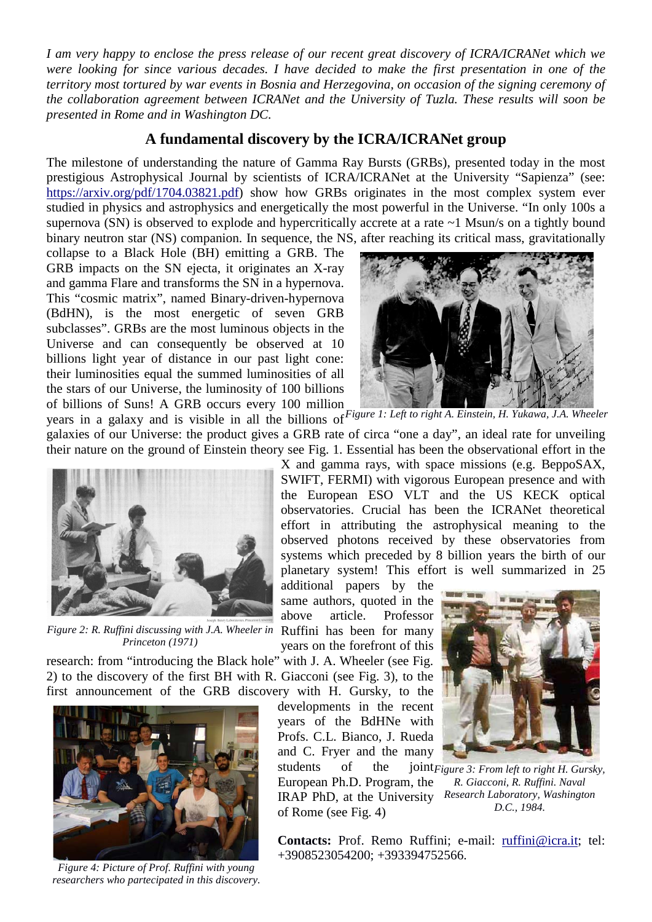*I am very happy to enclose the press release of our recent great discovery of ICRA/ICRANet which we were looking for since various decades. I have decided to make the first presentation in one of the territory most tortured by war events in Bosnia and Herzegovina, on occasion of the signing ceremony of the collaboration agreement between ICRANet and the University of Tuzla. These results will soon be presented in Rome and in Washington DC.*

## A fundamental discovery by the ICRA/ICRANet group

The milestone of understanding the nature of Gamma Ray Bursts (GRBs), presented today in the most prestigious Astrophysical Journal by scientists of ICRA/ICRANet at the University "Sapienza" (see: https://arxiv.org/pdf/1704.03821.pdf) show how GRBs originates in the most complex system ever studied in physics and astrophysics and energetically the most powerful in the Universe. "In only 100s a supernova (SN) is observed to explode and hypercritically accrete at a rate ~1 Msun/s on a tightly bound binary neutron star (NS) companion. In sequence, the NS, after reaching its critical mass, gravitationally collapse to a Black Hole (BH) emitting a GRB. The GRB impacts on the SN ejecta, it originates an X-ray and gamma Flare and transforms the SN in a hypernova. This "cosmic matrix", named Binary-driven-hypernova (BdHN), is the most energetic of seven GRB subclasses". GRBs are the most luminous objects in the Universe and can consequently be observed at 10 billions light year of distance in our past light cone: their luminosities equal the summed luminosities of all the stars of our Universe, the luminosity of 100 billions of billions of Suns! A GRB occurs every 100 million years in a galaxy and is visible in all the billions of galaxies of our Universe: the product gives a GRB rate of circa "one a day", an ideal rate for unveiling their nature on the ground of Einstein theory see Fig. 1. Essential has been the observational effort in the X and gamma rays, with space missions (e.g. BeppoSAX, SWIFT, FERMI) with vigorous European presence and with the European ESO VLT and the US KECK optical observatories. Crucial has been the ICRANet theoretical effort in attributing the astrophysical meaning to the observed photons received by these observatories from systems which preceded by 8 billion years the birth of our planetary system! This effort is well summarized in 25 additional papers by the same authors, quoted in the above article. Professor Ruffini has been for many years on the forefront of this research: from "introducing the Black hole" with J. A. Wheeler (see Fig. 2) to the discovery of the first BH with R. Giacconi (see Fig. 3), to the first announcement of the GRB discovery with H. Gursky, to the developments in the recent years of the BdHNe with Profs. C.L. Bianco, J. Rueda and C. Fryer and the many students of the joint European Ph.D. Program, the IRAP PhD, at the University of Rome (see Fig. 4)

*Figure 1: Left to right A. Einstein, H. Yukawa, J.A. Wheeler*

*Figure 2: R. Ruffini discussing with J.A. Wheeler in Princeton (1971)*

*Figure 3: From left to right H. Gursky, R. Giacconi, R. Ruffini. Naval Research Laboratory, Washington D.C., 1984.*

*Figure 4: Picture of Prof. Ruffini with young researchers who partecipated in this discovery.*

**Contacts:** Prof. Remo Ruffini; e-mail: ruffini@icra.it; tel: +3908523054200; +393394752566.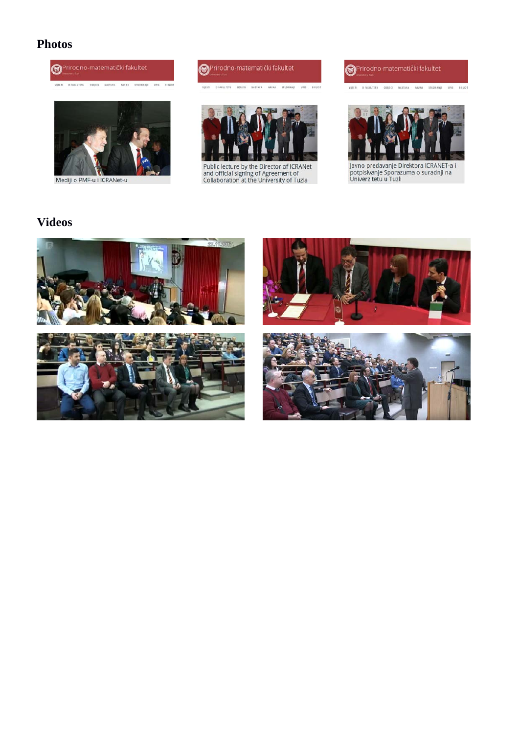## Photos

Mediji o PMF-u i ICRANet-u

Public lecture by the Director of ICRANet and official signing of Agreement of Collaboration at the University of Tuzla

Javno predavanje Direktora ICRANET-a i potpisivanje Sporazuma o suradnji na Univerzitetu u Tuzli

## Videos